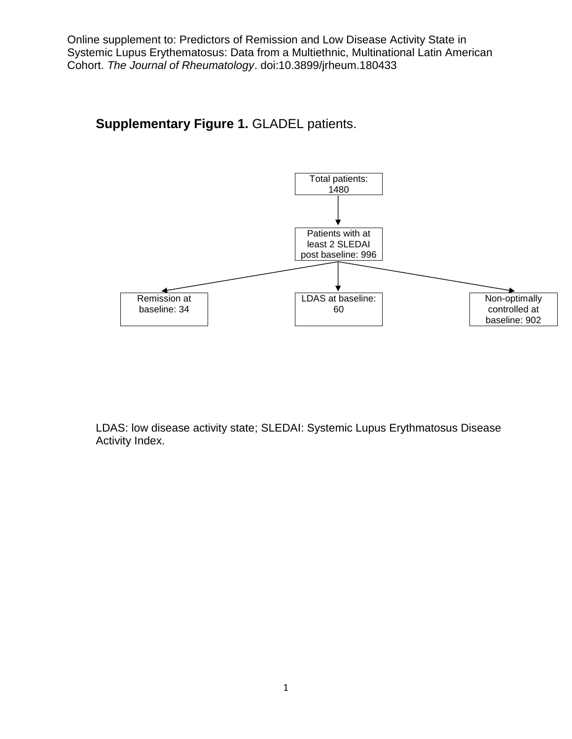Online supplement to: Predictors of Remission and Low Disease Activity State in Systemic Lupus Erythematosus: Data from a Multiethnic, Multinational Latin American Cohort. *The Journal of Rheumatology*. doi:10.3899/jrheum.180433

**Supplementary Figure 1.** GLADEL patients.

Total patients: 1480

Patients with at least 2 SLEDAI post baseline: 996

Remission at baseline: 34

LDAS at baseline: 60

Non-optimally controlled at baseline: 902

LDAS: low disease activity state; SLEDAI: Systemic Lupus Erythmatosus Disease Activity Index.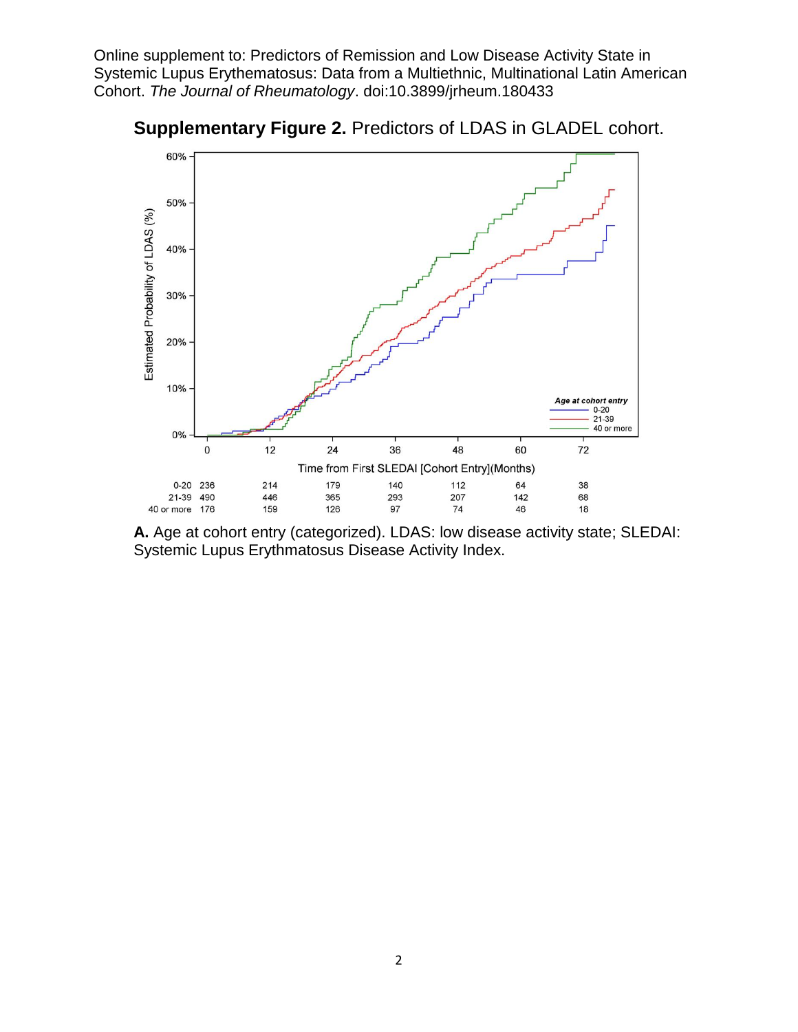Online supplement to: Predictors of Remission and Low Disease Activity State in Systemic Lupus Erythematosus: Data from a Multiethnic, Multinational Latin American Cohort. *The Journal of Rheumatology*. doi:10.3899/jrheum.180433

**Supplementary Figure 2.** Predictors of LDAS in GLADEL cohort.

| | 0 | 12 | 24 | 36 | 48 | 60 | 72 |
|---|---|---|---|---|---|---|---|
| 0-20 | 236 | 214 | 179 | 140 | 112 | 64 | 38 |
| 21-39 | 490 | 446 | 365 | 293 | 207 | 142 | 68 |
| 40 or more | 176 | 159 | 126 | 97 | 74 | 46 | 18 |

**A.** Age at cohort entry (categorized). LDAS: low disease activity state; SLEDAI: Systemic Lupus Erythematosus Disease Activity Index.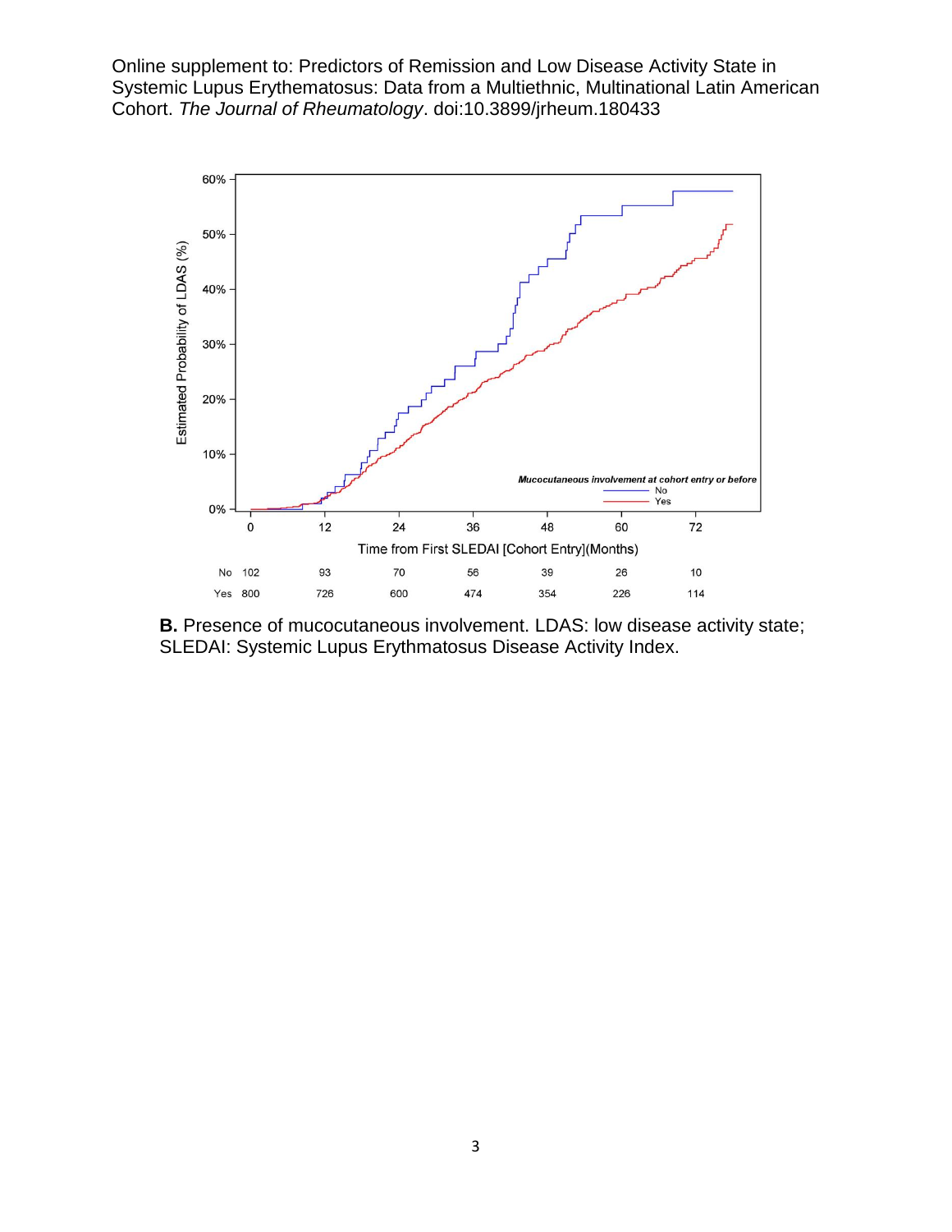Online supplement to: Predictors of Remission and Low Disease Activity State in Systemic Lupus Erythematosus: Data from a Multiethnic, Multinational Latin American Cohort. *The Journal of Rheumatology*. doi:10.3899/jrheum.180433

| | 0 | 12 | 24 | 36 | 48 | 60 | 72 |
|---|---|---|---|---|---|---|---|
| No | 102 | 93 | 70 | 56 | 39 | 26 | 10 |
| Yes | 800 | 726 | 600 | 474 | 354 | 226 | 114 |

**B.** Presence of mucocutaneous involvement. LDAS: low disease activity state; SLEDAI: Systemic Lupus Erythmatosus Disease Activity Index.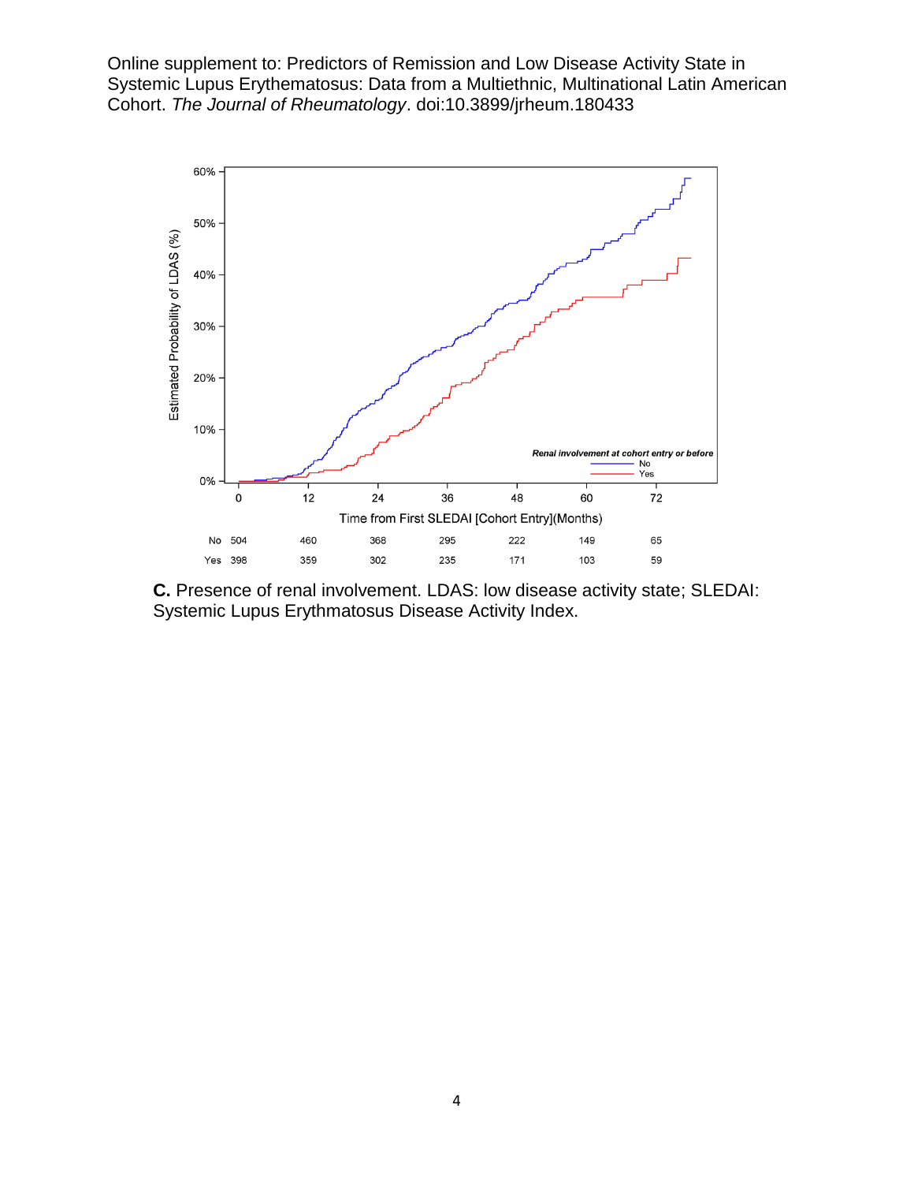**C.** Presence of renal involvement. LDAS: low disease activity state; SLEDAI: Systemic Lupus Erythematosus Disease Activity Index.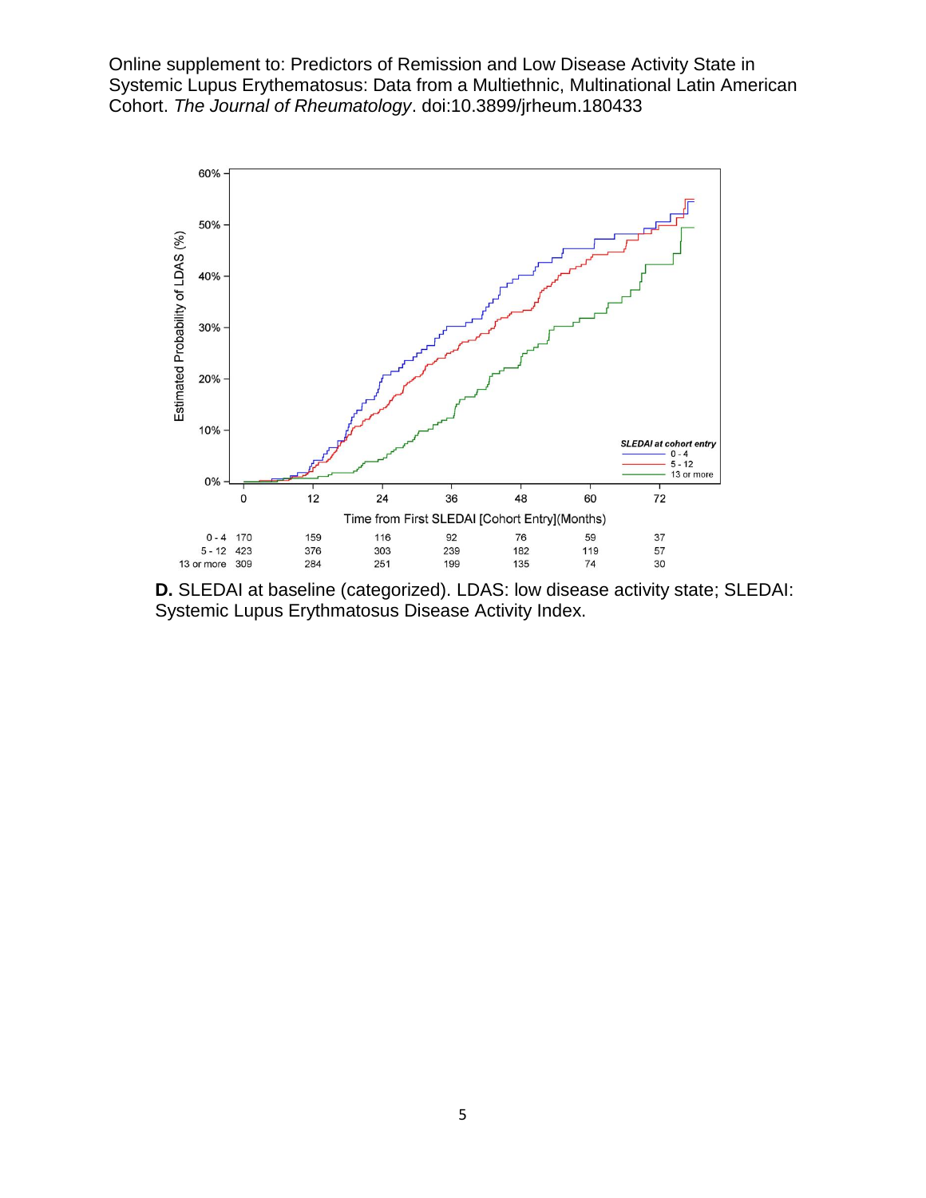Online supplement to: Predictors of Remission and Low Disease Activity State in Systemic Lupus Erythematosus: Data from a Multiethnic, Multinational Latin American Cohort. *The Journal of Rheumatology*. doi:10.3899/jrheum.180433

Estimated Probability of LDAS (%)

60%
50%
40%
30%
20%
10%
0%

SLEDAI at cohort entry
0 - 4
5 - 12
13 or more

0
12
24
36
48
60
72

Time from First SLEDAI [Cohort Entry](Months)

0 - 4 170 159 116 92 76 59 37
5 - 12 423 376 303 239 182 119 57
13 or more 309 284 251 199 135 74 30

**D.** SLEDAI at baseline (categorized). LDAS: low disease activity state; SLEDAI: Systemic Lupus Erythematosus Disease Activity Index.